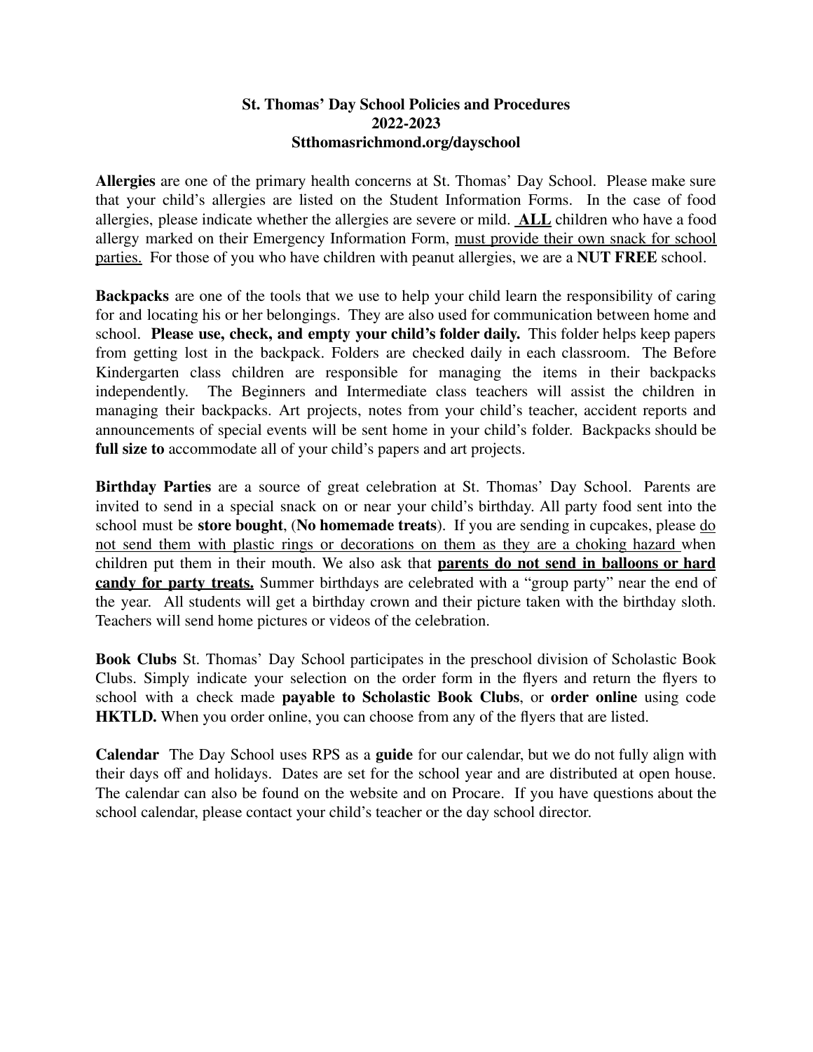**St. Thomas' Day School Policies and Procedures**
**2022-2023**
**Stthomasrichmond.org/dayschool**

**Allergies** are one of the primary health concerns at St. Thomas' Day School. Please make sure that your child's allergies are listed on the Student Information Forms. In the case of food allergies, please indicate whether the allergies are severe or mild. **ALL** children who have a food allergy marked on their Emergency Information Form, must provide their own snack for school parties. For those of you who have children with peanut allergies, we are a **NUT FREE** school.

**Backpacks** are one of the tools that we use to help your child learn the responsibility of caring for and locating his or her belongings. They are also used for communication between home and school. **Please use, check, and empty your child's folder daily.** This folder helps keep papers from getting lost in the backpack. Folders are checked daily in each classroom. The Before Kindergarten class children are responsible for managing the items in their backpacks independently. The Beginners and Intermediate class teachers will assist the children in managing their backpacks. Art projects, notes from your child's teacher, accident reports and announcements of special events will be sent home in your child's folder. Backpacks should be **full size to** accommodate all of your child's papers and art projects.

**Birthday Parties** are a source of great celebration at St. Thomas' Day School. Parents are invited to send in a special snack on or near your child's birthday. All party food sent into the school must be **store bought**, (**No homemade treats**). If you are sending in cupcakes, please do not send them with plastic rings or decorations on them as they are a choking hazard when children put them in their mouth. We also ask that **parents do not send in balloons or hard candy for party treats.** Summer birthdays are celebrated with a "group party" near the end of the year. All students will get a birthday crown and their picture taken with the birthday sloth. Teachers will send home pictures or videos of the celebration.

**Book Clubs** St. Thomas' Day School participates in the preschool division of Scholastic Book Clubs. Simply indicate your selection on the order form in the flyers and return the flyers to school with a check made **payable to Scholastic Book Clubs**, or **order online** using code **HKTLD.** When you order online, you can choose from any of the flyers that are listed.

**Calendar** The Day School uses RPS as a **guide** for our calendar, but we do not fully align with their days off and holidays. Dates are set for the school year and are distributed at open house. The calendar can also be found on the website and on Procare. If you have questions about the school calendar, please contact your child's teacher or the day school director.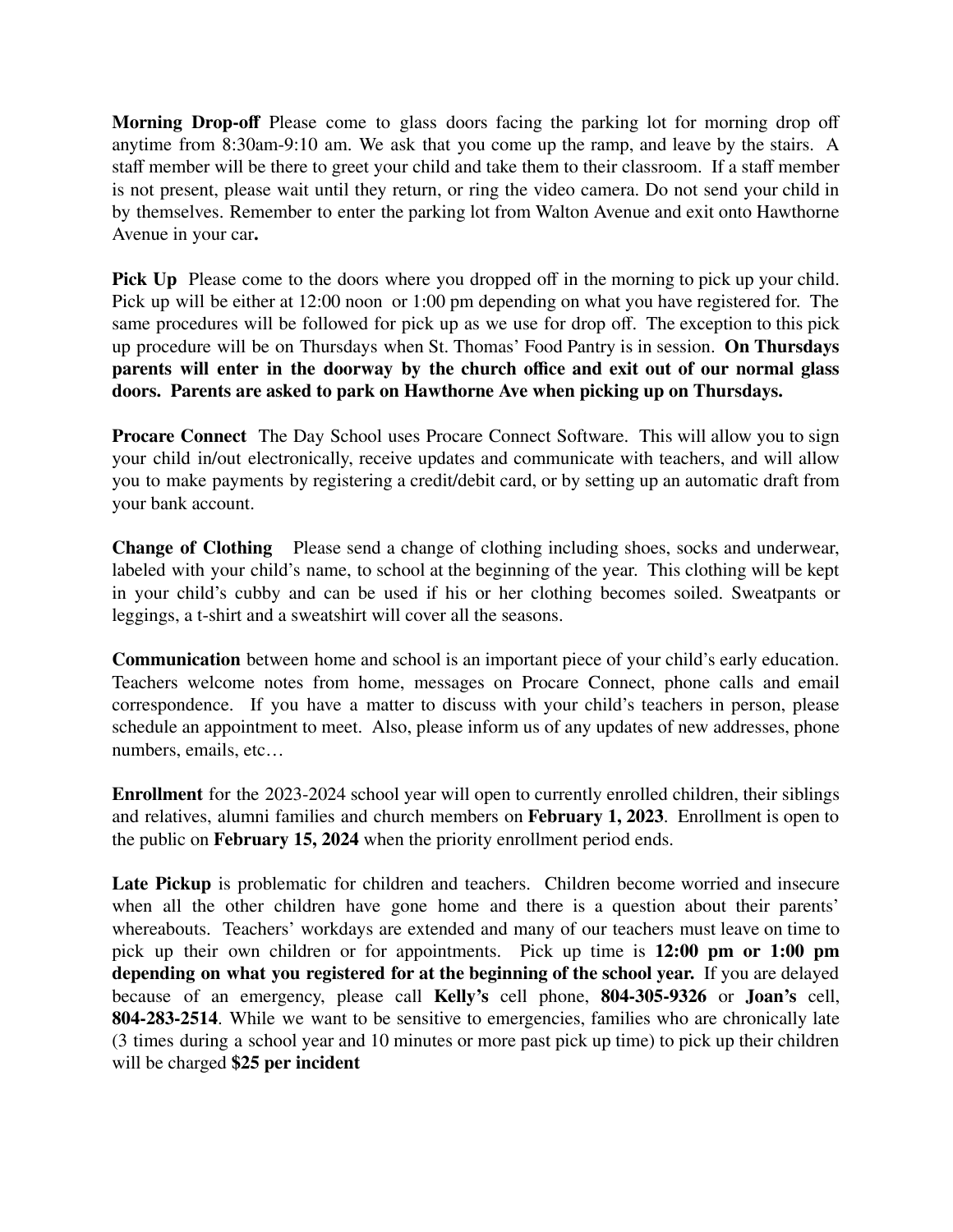**Morning Drop-off** Please come to glass doors facing the parking lot for morning drop off anytime from 8:30am-9:10 am. We ask that you come up the ramp, and leave by the stairs. A staff member will be there to greet your child and take them to their classroom. If a staff member is not present, please wait until they return, or ring the video camera. Do not send your child in by themselves. Remember to enter the parking lot from Walton Avenue and exit onto Hawthorne Avenue in your car**.**

**Pick Up** Please come to the doors where you dropped off in the morning to pick up your child. Pick up will be either at 12:00 noon or 1:00 pm depending on what you have registered for. The same procedures will be followed for pick up as we use for drop off. The exception to this pick up procedure will be on Thursdays when St. Thomas' Food Pantry is in session. **On Thursdays parents will enter in the doorway by the church office and exit out of our normal glass doors. Parents are asked to park on Hawthorne Ave when picking up on Thursdays.**

**Procare Connect** The Day School uses Procare Connect Software. This will allow you to sign your child in/out electronically, receive updates and communicate with teachers, and will allow you to make payments by registering a credit/debit card, or by setting up an automatic draft from your bank account.

**Change of Clothing** Please send a change of clothing including shoes, socks and underwear, labeled with your child's name, to school at the beginning of the year. This clothing will be kept in your child's cubby and can be used if his or her clothing becomes soiled. Sweatpants or leggings, a t-shirt and a sweatshirt will cover all the seasons.

**Communication** between home and school is an important piece of your child's early education. Teachers welcome notes from home, messages on Procare Connect, phone calls and email correspondence. If you have a matter to discuss with your child's teachers in person, please schedule an appointment to meet. Also, please inform us of any updates of new addresses, phone numbers, emails, etc…

**Enrollment** for the 2023-2024 school year will open to currently enrolled children, their siblings and relatives, alumni families and church members on **February 1, 2023**. Enrollment is open to the public on **February 15, 2024** when the priority enrollment period ends.

**Late Pickup** is problematic for children and teachers. Children become worried and insecure when all the other children have gone home and there is a question about their parents' whereabouts. Teachers' workdays are extended and many of our teachers must leave on time to pick up their own children or for appointments. Pick up time is **12:00 pm or 1:00 pm depending on what you registered for at the beginning of the school year.** If you are delayed because of an emergency, please call **Kelly's** cell phone, **804-305-9326** or **Joan's** cell, **804-283-2514**. While we want to be sensitive to emergencies, families who are chronically late (3 times during a school year and 10 minutes or more past pick up time) to pick up their children will be charged **$25 per incident**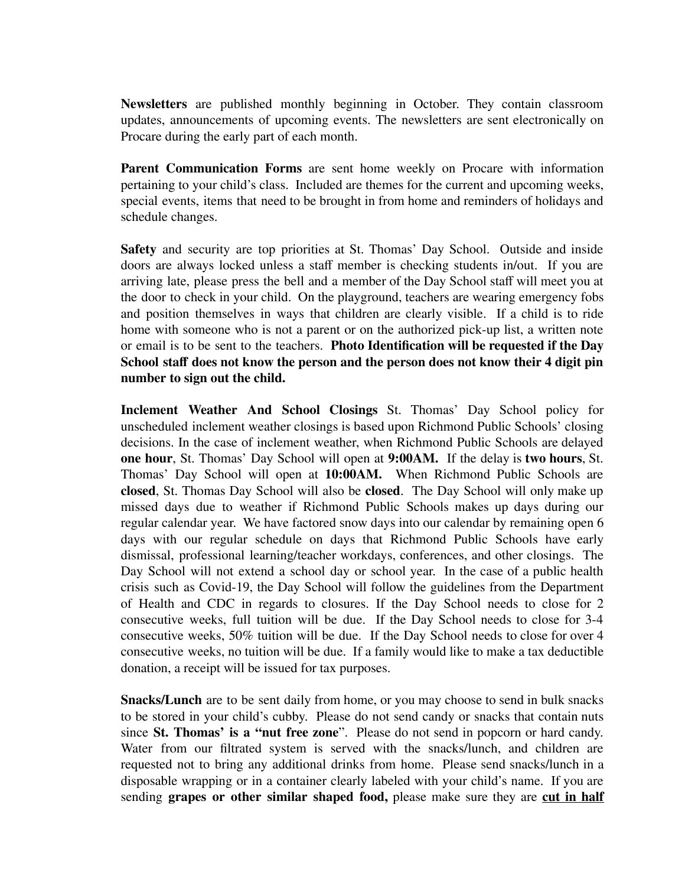**Newsletters** are published monthly beginning in October. They contain classroom updates, announcements of upcoming events. The newsletters are sent electronically on Procare during the early part of each month.

**Parent Communication Forms** are sent home weekly on Procare with information pertaining to your child's class. Included are themes for the current and upcoming weeks, special events, items that need to be brought in from home and reminders of holidays and schedule changes.

**Safety** and security are top priorities at St. Thomas' Day School. Outside and inside doors are always locked unless a staff member is checking students in/out. If you are arriving late, please press the bell and a member of the Day School staff will meet you at the door to check in your child. On the playground, teachers are wearing emergency fobs and position themselves in ways that children are clearly visible. If a child is to ride home with someone who is not a parent or on the authorized pick-up list, a written note or email is to be sent to the teachers. **Photo Identification will be requested if the Day School staff does not know the person and the person does not know their 4 digit pin number to sign out the child.**

**Inclement Weather And School Closings** St. Thomas' Day School policy for unscheduled inclement weather closings is based upon Richmond Public Schools' closing decisions. In the case of inclement weather, when Richmond Public Schools are delayed **one hour**, St. Thomas' Day School will open at **9:00AM.** If the delay is **two hours**, St. Thomas' Day School will open at **10:00AM.** When Richmond Public Schools are **closed**, St. Thomas Day School will also be **closed**. The Day School will only make up missed days due to weather if Richmond Public Schools makes up days during our regular calendar year. We have factored snow days into our calendar by remaining open 6 days with our regular schedule on days that Richmond Public Schools have early dismissal, professional learning/teacher workdays, conferences, and other closings. The Day School will not extend a school day or school year. In the case of a public health crisis such as Covid-19, the Day School will follow the guidelines from the Department of Health and CDC in regards to closures. If the Day School needs to close for 2 consecutive weeks, full tuition will be due. If the Day School needs to close for 3-4 consecutive weeks, 50% tuition will be due. If the Day School needs to close for over 4 consecutive weeks, no tuition will be due. If a family would like to make a tax deductible donation, a receipt will be issued for tax purposes.

**Snacks/Lunch** are to be sent daily from home, or you may choose to send in bulk snacks to be stored in your child's cubby. Please do not send candy or snacks that contain nuts since **St. Thomas' is a "nut free zone**". Please do not send in popcorn or hard candy. Water from our filtrated system is served with the snacks/lunch, and children are requested not to bring any additional drinks from home. Please send snacks/lunch in a disposable wrapping or in a container clearly labeled with your child's name. If you are sending **grapes or other similar shaped food,** please make sure they are **<u>cut in half</u>**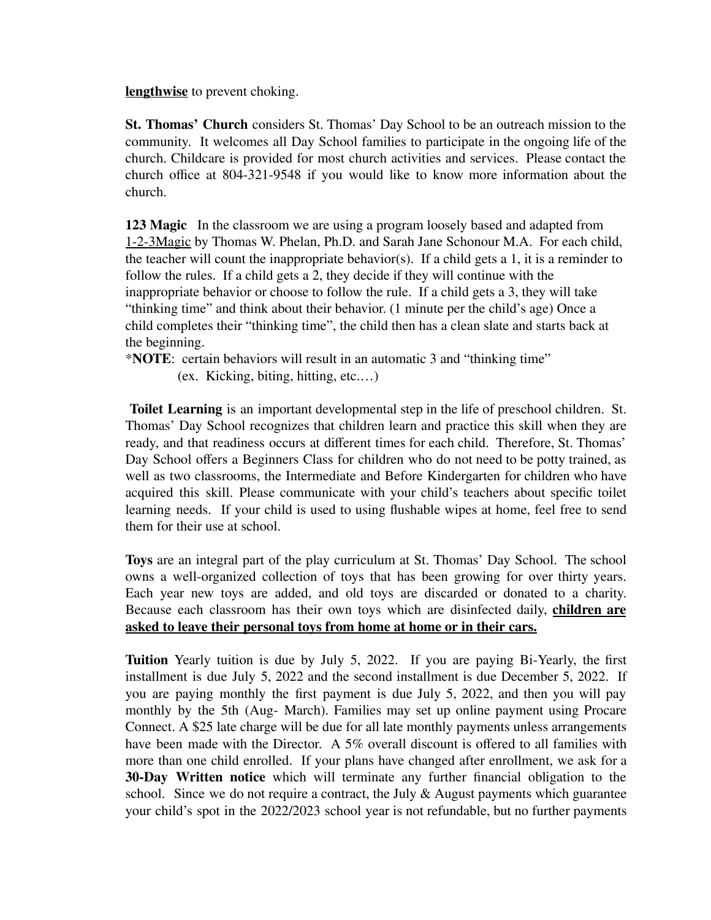**lengthwise** to prevent choking.

**St. Thomas' Church** considers St. Thomas' Day School to be an outreach mission to the community. It welcomes all Day School families to participate in the ongoing life of the church. Childcare is provided for most church activities and services. Please contact the church office at 804-321-9548 if you would like to know more information about the church.

**123 Magic** In the classroom we are using a program loosely based and adapted from 1-2-3Magic by Thomas W. Phelan, Ph.D. and Sarah Jane Schonour M.A. For each child, the teacher will count the inappropriate behavior(s). If a child gets a 1, it is a reminder to follow the rules. If a child gets a 2, they decide if they will continue with the inappropriate behavior or choose to follow the rule. If a child gets a 3, they will take "thinking time" and think about their behavior. (1 minute per the child's age) Once a child completes their "thinking time", the child then has a clean slate and starts back at the beginning.

*__NOTE__: certain behaviors will result in an automatic 3 and "thinking time"
(ex. Kicking, biting, hitting, etc.…)

**Toilet Learning** is an important developmental step in the life of preschool children. St. Thomas' Day School recognizes that children learn and practice this skill when they are ready, and that readiness occurs at different times for each child. Therefore, St. Thomas' Day School offers a Beginners Class for children who do not need to be potty trained, as well as two classrooms, the Intermediate and Before Kindergarten for children who have acquired this skill. Please communicate with your child's teachers about specific toilet learning needs. If your child is used to using flushable wipes at home, feel free to send them for their use at school.

**Toys** are an integral part of the play curriculum at St. Thomas' Day School. The school owns a well-organized collection of toys that has been growing for over thirty years. Each year new toys are added, and old toys are discarded or donated to a charity. Because each classroom has their own toys which are disinfected daily, **children are asked to leave their personal toys from home at home or in their cars.**

**Tuition** Yearly tuition is due by July 5, 2022. If you are paying Bi-Yearly, the first installment is due July 5, 2022 and the second installment is due December 5, 2022. If you are paying monthly the first payment is due July 5, 2022, and then you will pay monthly by the 5th (Aug- March). Families may set up online payment using Procare Connect. A $25 late charge will be due for all late monthly payments unless arrangements have been made with the Director. A 5% overall discount is offered to all families with more than one child enrolled. If your plans have changed after enrollment, we ask for a **30-Day Written notice** which will terminate any further financial obligation to the school. Since we do not require a contract, the July & August payments which guarantee your child's spot in the 2022/2023 school year is not refundable, but no further payments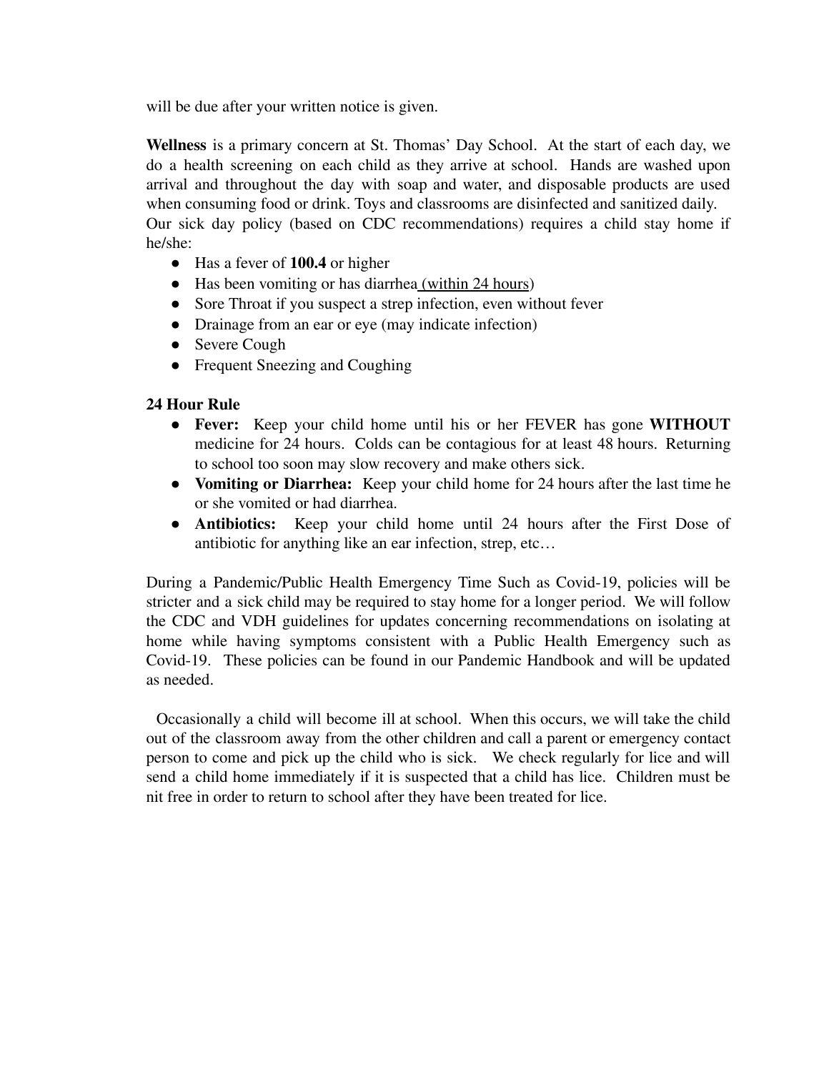will be due after your written notice is given.

**Wellness** is a primary concern at St. Thomas' Day School. At the start of each day, we do a health screening on each child as they arrive at school. Hands are washed upon arrival and throughout the day with soap and water, and disposable products are used when consuming food or drink. Toys and classrooms are disinfected and sanitized daily. Our sick day policy (based on CDC recommendations) requires a child stay home if he/she:

- Has a fever of **100.4** or higher
- Has been vomiting or has diarrhea (within 24 hours)
- Sore Throat if you suspect a strep infection, even without fever
- Drainage from an ear or eye (may indicate infection)
- Severe Cough
- Frequent Sneezing and Coughing

**24 Hour Rule**

- **Fever:** Keep your child home until his or her FEVER has gone **WITHOUT** medicine for 24 hours. Colds can be contagious for at least 48 hours. Returning to school too soon may slow recovery and make others sick.
- **Vomiting or Diarrhea:** Keep your child home for 24 hours after the last time he or she vomited or had diarrhea.
- **Antibiotics:** Keep your child home until 24 hours after the First Dose of antibiotic for anything like an ear infection, strep, etc…

During a Pandemic/Public Health Emergency Time Such as Covid-19, policies will be stricter and a sick child may be required to stay home for a longer period. We will follow the CDC and VDH guidelines for updates concerning recommendations on isolating at home while having symptoms consistent with a Public Health Emergency such as Covid-19. These policies can be found in our Pandemic Handbook and will be updated as needed.

Occasionally a child will become ill at school. When this occurs, we will take the child out of the classroom away from the other children and call a parent or emergency contact person to come and pick up the child who is sick. We check regularly for lice and will send a child home immediately if it is suspected that a child has lice. Children must be nit free in order to return to school after they have been treated for lice.